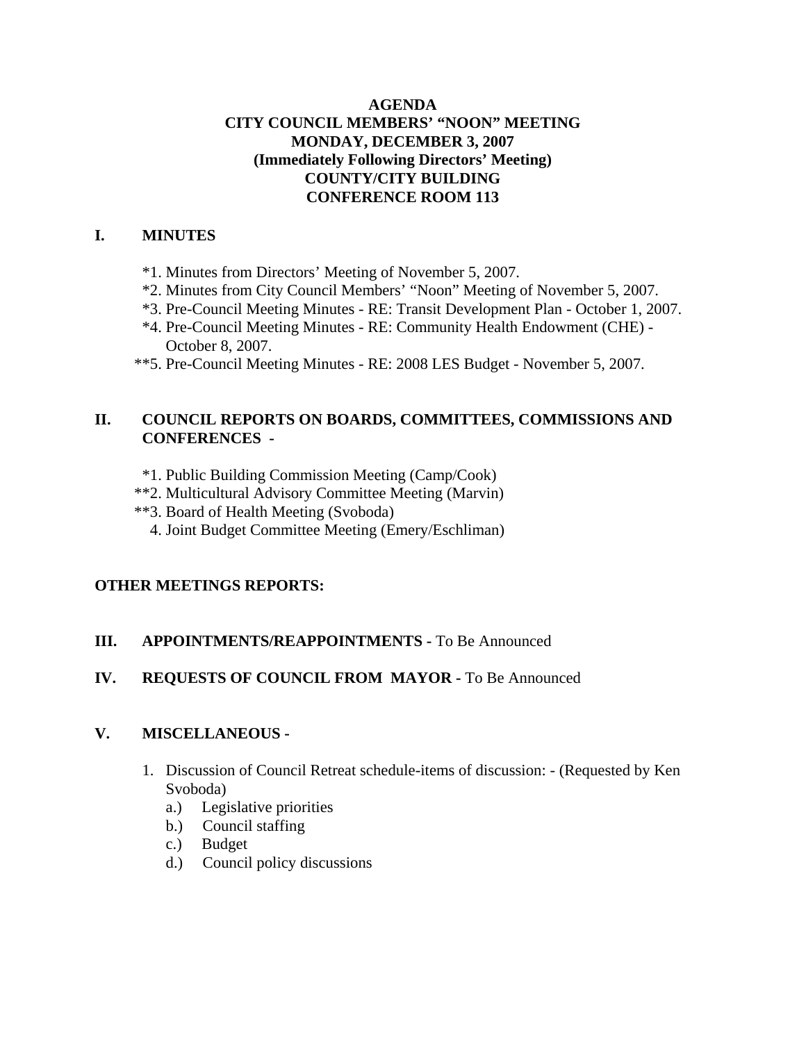# AGENDA
## CITY COUNCIL MEMBERS' "NOON" MEETING
## MONDAY, DECEMBER 3, 2007
## (Immediately Following Directors' Meeting)
## COUNTY/CITY BUILDING
## CONFERENCE ROOM 113

**I. MINUTES**

*1. Minutes from Directors' Meeting of November 5, 2007.
*2. Minutes from City Council Members' "Noon" Meeting of November 5, 2007.
*3. Pre-Council Meeting Minutes - RE: Transit Development Plan - October 1, 2007.
*4. Pre-Council Meeting Minutes - RE: Community Health Endowment (CHE) - October 8, 2007.
**5. Pre-Council Meeting Minutes - RE: 2008 LES Budget - November 5, 2007.

**II. COUNCIL REPORTS ON BOARDS, COMMITTEES, COMMISSIONS AND CONFERENCES -**

*1. Public Building Commission Meeting (Camp/Cook)
**2. Multicultural Advisory Committee Meeting (Marvin)
**3. Board of Health Meeting (Svoboda)
4. Joint Budget Committee Meeting (Emery/Eschliman)

**OTHER MEETINGS REPORTS:**

**III. APPOINTMENTS/REAPPOINTMENTS -** To Be Announced

**IV. REQUESTS OF COUNCIL FROM MAYOR -** To Be Announced

**V. MISCELLANEOUS -**

1. Discussion of Council Retreat schedule-items of discussion: - (Requested by Ken Svoboda)
   a.) Legislative priorities
   b.) Council staffing
   c.) Budget
   d.) Council policy discussions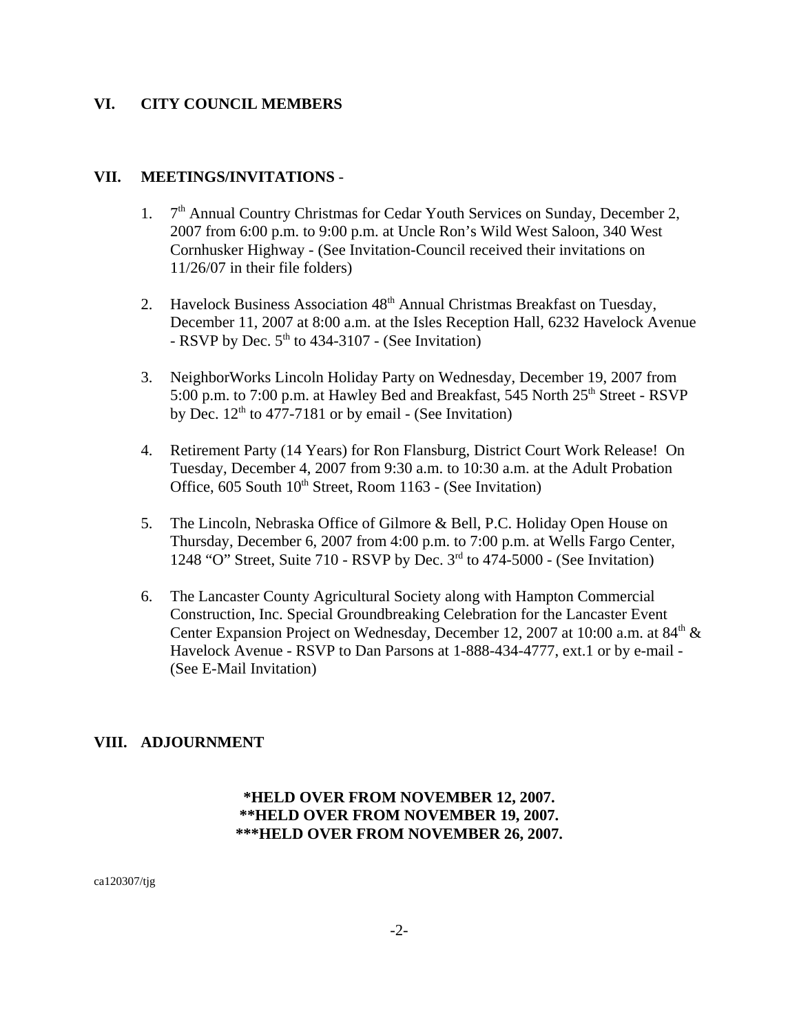## VI. CITY COUNCIL MEMBERS

## VII. MEETINGS/INVITATIONS -

1. 7th Annual Country Christmas for Cedar Youth Services on Sunday, December 2, 2007 from 6:00 p.m. to 9:00 p.m. at Uncle Ron's Wild West Saloon, 340 West Cornhusker Highway - (See Invitation-Council received their invitations on 11/26/07 in their file folders)

2. Havelock Business Association 48th Annual Christmas Breakfast on Tuesday, December 11, 2007 at 8:00 a.m. at the Isles Reception Hall, 6232 Havelock Avenue - RSVP by Dec. 5th to 434-3107 - (See Invitation)

3. NeighborWorks Lincoln Holiday Party on Wednesday, December 19, 2007 from 5:00 p.m. to 7:00 p.m. at Hawley Bed and Breakfast, 545 North 25th Street - RSVP by Dec. 12th to 477-7181 or by email - (See Invitation)

4. Retirement Party (14 Years) for Ron Flansburg, District Court Work Release! On Tuesday, December 4, 2007 from 9:30 a.m. to 10:30 a.m. at the Adult Probation Office, 605 South 10th Street, Room 1163 - (See Invitation)

5. The Lincoln, Nebraska Office of Gilmore & Bell, P.C. Holiday Open House on Thursday, December 6, 2007 from 4:00 p.m. to 7:00 p.m. at Wells Fargo Center, 1248 "O" Street, Suite 710 - RSVP by Dec. 3rd to 474-5000 - (See Invitation)

6. The Lancaster County Agricultural Society along with Hampton Commercial Construction, Inc. Special Groundbreaking Celebration for the Lancaster Event Center Expansion Project on Wednesday, December 12, 2007 at 10:00 a.m. at 84th & Havelock Avenue - RSVP to Dan Parsons at 1-888-434-4777, ext.1 or by e-mail - (See E-Mail Invitation)

## VIII. ADJOURNMENT

**\*HELD OVER FROM NOVEMBER 12, 2007.**
**\*\*HELD OVER FROM NOVEMBER 19, 2007.**
**\*\*\*HELD OVER FROM NOVEMBER 26, 2007.**

ca120307/tjg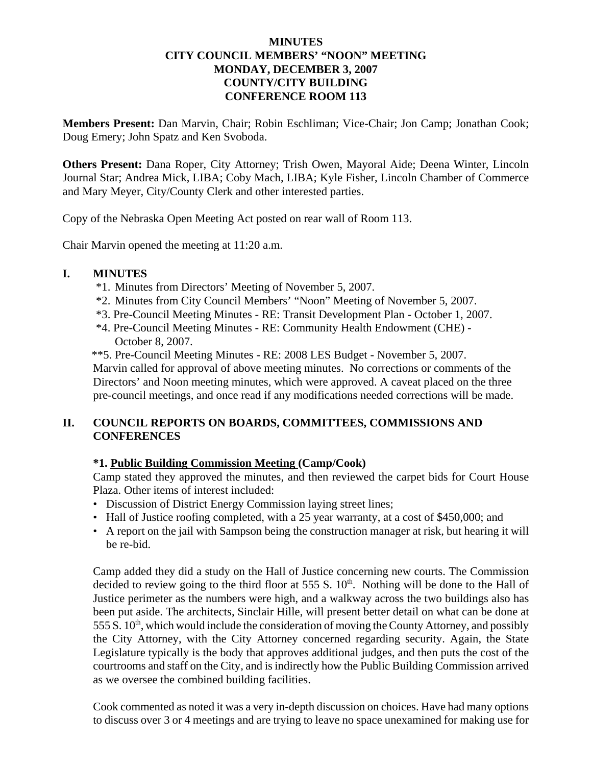**MINUTES**
**CITY COUNCIL MEMBERS' "NOON" MEETING**
**MONDAY, DECEMBER 3, 2007**
**COUNTY/CITY BUILDING**
**CONFERENCE ROOM 113**

**Members Present:** Dan Marvin, Chair; Robin Eschliman; Vice-Chair; Jon Camp; Jonathan Cook; Doug Emery; John Spatz and Ken Svoboda.

**Others Present:** Dana Roper, City Attorney; Trish Owen, Mayoral Aide; Deena Winter, Lincoln Journal Star; Andrea Mick, LIBA; Coby Mach, LIBA; Kyle Fisher, Lincoln Chamber of Commerce and Mary Meyer, City/County Clerk and other interested parties.

Copy of the Nebraska Open Meeting Act posted on rear wall of Room 113.

Chair Marvin opened the meeting at 11:20 a.m.

## I. MINUTES

*1. Minutes from Directors' Meeting of November 5, 2007.
*2. Minutes from City Council Members' "Noon" Meeting of November 5, 2007.
*3. Pre-Council Meeting Minutes - RE: Transit Development Plan - October 1, 2007.
*4. Pre-Council Meeting Minutes - RE: Community Health Endowment (CHE) - October 8, 2007.
**5. Pre-Council Meeting Minutes - RE: 2008 LES Budget - November 5, 2007.

Marvin called for approval of above meeting minutes. No corrections or comments of the Directors' and Noon meeting minutes, which were approved. A caveat placed on the three pre-council meetings, and once read if any modifications needed corrections will be made.

## II. COUNCIL REPORTS ON BOARDS, COMMITTEES, COMMISSIONS AND CONFERENCES

**\*1. Public Building Commission Meeting (Camp/Cook)**

Camp stated they approved the minutes, and then reviewed the carpet bids for Court House Plaza. Other items of interest included:

- Discussion of District Energy Commission laying street lines;
- Hall of Justice roofing completed, with a 25 year warranty, at a cost of $450,000; and
- A report on the jail with Sampson being the construction manager at risk, but hearing it will be re-bid.

Camp added they did a study on the Hall of Justice concerning new courts. The Commission decided to review going to the third floor at 555 S. 10th. Nothing will be done to the Hall of Justice perimeter as the numbers were high, and a walkway across the two buildings also has been put aside. The architects, Sinclair Hille, will present better detail on what can be done at 555 S. 10th, which would include the consideration of moving the County Attorney, and possibly the City Attorney, with the City Attorney concerned regarding security. Again, the State Legislature typically is the body that approves additional judges, and then puts the cost of the courtrooms and staff on the City, and is indirectly how the Public Building Commission arrived as we oversee the combined building facilities.

Cook commented as noted it was a very in-depth discussion on choices. Have had many options to discuss over 3 or 4 meetings and are trying to leave no space unexamined for making use for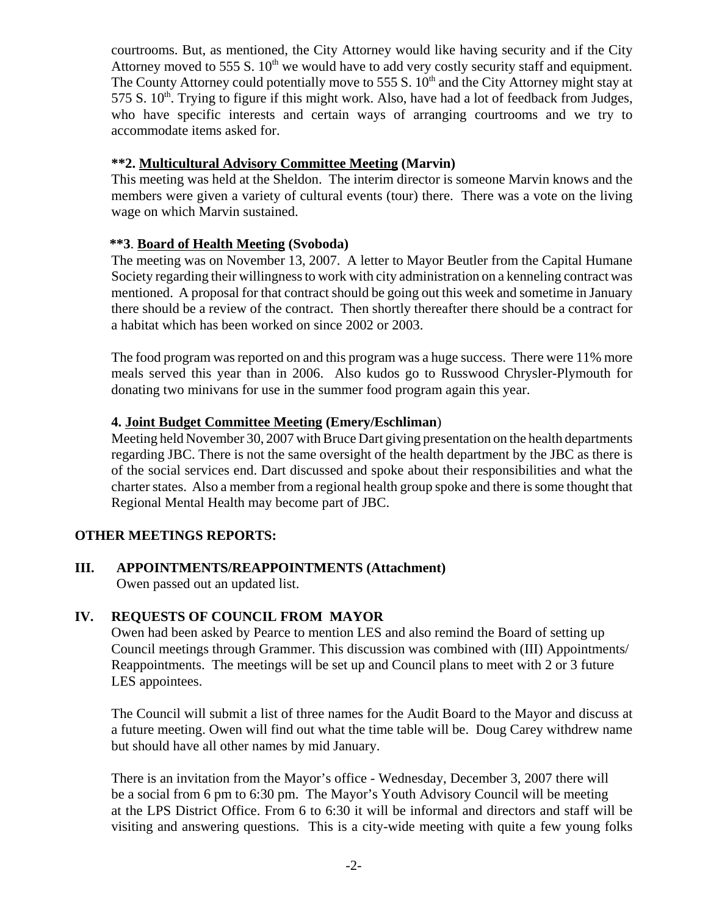courtrooms. But, as mentioned, the City Attorney would like having security and if the City Attorney moved to 555 S. 10th we would have to add very costly security staff and equipment. The County Attorney could potentially move to 555 S. 10th and the City Attorney might stay at 575 S. 10th. Trying to figure if this might work. Also, have had a lot of feedback from Judges, who have specific interests and certain ways of arranging courtrooms and we try to accommodate items asked for.

**\*\*2. Multicultural Advisory Committee Meeting (Marvin)**

This meeting was held at the Sheldon. The interim director is someone Marvin knows and the members were given a variety of cultural events (tour) there. There was a vote on the living wage on which Marvin sustained.

**\*\*3. Board of Health Meeting (Svoboda)**

The meeting was on November 13, 2007. A letter to Mayor Beutler from the Capital Humane Society regarding their willingness to work with city administration on a kenneling contract was mentioned. A proposal for that contract should be going out this week and sometime in January there should be a review of the contract. Then shortly thereafter there should be a contract for a habitat which has been worked on since 2002 or 2003.

The food program was reported on and this program was a huge success. There were 11% more meals served this year than in 2006. Also kudos go to Russwood Chrysler-Plymouth for donating two minivans for use in the summer food program again this year.

**4. Joint Budget Committee Meeting (Emery/Eschliman)**

Meeting held November 30, 2007 with Bruce Dart giving presentation on the health departments regarding JBC. There is not the same oversight of the health department by the JBC as there is of the social services end. Dart discussed and spoke about their responsibilities and what the charter states. Also a member from a regional health group spoke and there is some thought that Regional Mental Health may become part of JBC.

**OTHER MEETINGS REPORTS:**

## III. APPOINTMENTS/REAPPOINTMENTS (Attachment)

Owen passed out an updated list.

## IV. REQUESTS OF COUNCIL FROM MAYOR

Owen had been asked by Pearce to mention LES and also remind the Board of setting up Council meetings through Grammer. This discussion was combined with (III) Appointments/ Reappointments. The meetings will be set up and Council plans to meet with 2 or 3 future LES appointees.

The Council will submit a list of three names for the Audit Board to the Mayor and discuss at a future meeting. Owen will find out what the time table will be. Doug Carey withdrew name but should have all other names by mid January.

There is an invitation from the Mayor's office - Wednesday, December 3, 2007 there will be a social from 6 pm to 6:30 pm. The Mayor's Youth Advisory Council will be meeting at the LPS District Office. From 6 to 6:30 it will be informal and directors and staff will be visiting and answering questions. This is a city-wide meeting with quite a few young folks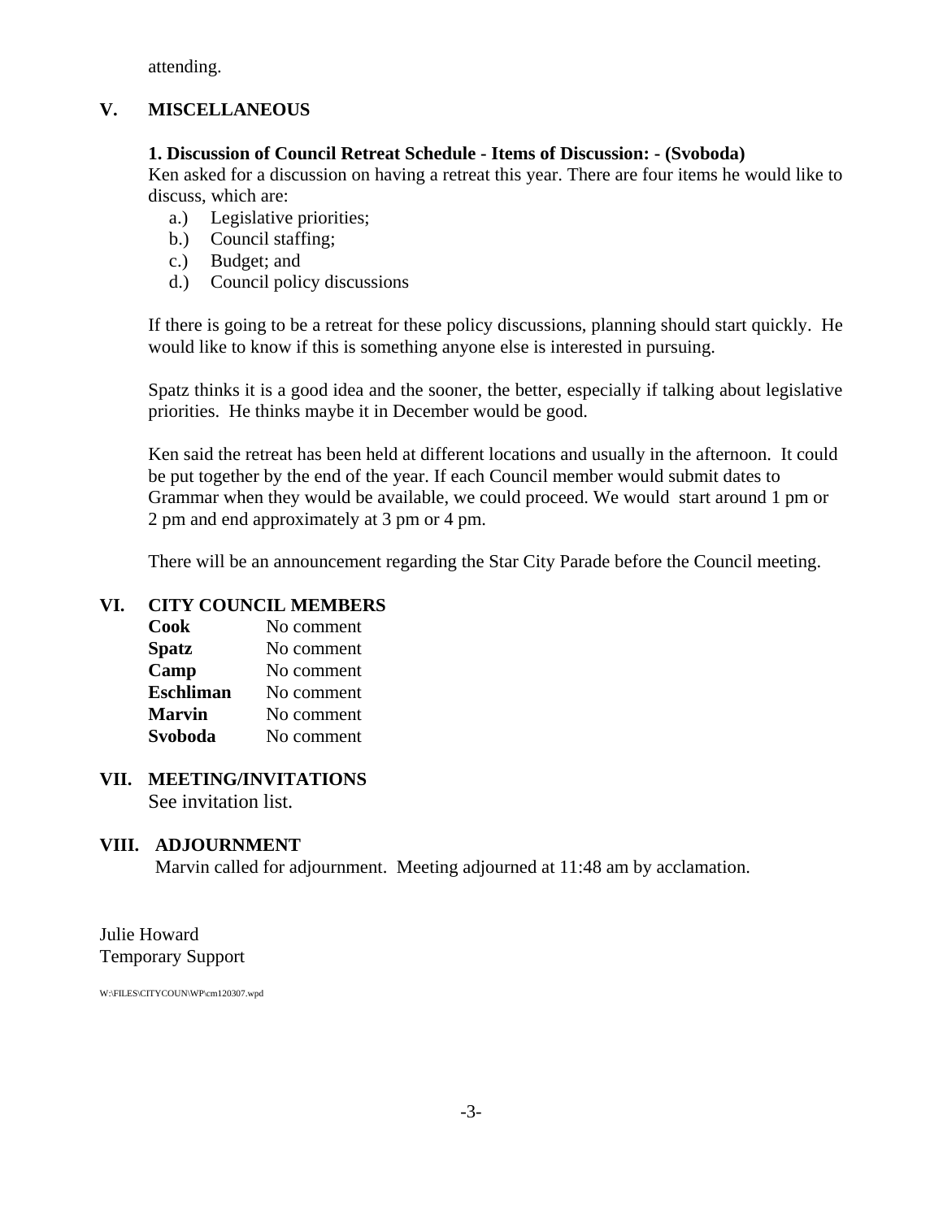attending.

## V. MISCELLANEOUS

**1. Discussion of Council Retreat Schedule - Items of Discussion: - (Svoboda)**

Ken asked for a discussion on having a retreat this year. There are four items he would like to discuss, which are:

a.) Legislative priorities;
b.) Council staffing;
c.) Budget; and
d.) Council policy discussions

If there is going to be a retreat for these policy discussions, planning should start quickly. He would like to know if this is something anyone else is interested in pursuing.

Spatz thinks it is a good idea and the sooner, the better, especially if talking about legislative priorities. He thinks maybe it in December would be good.

Ken said the retreat has been held at different locations and usually in the afternoon. It could be put together by the end of the year. If each Council member would submit dates to Grammar when they would be available, we could proceed. We would start around 1 pm or 2 pm and end approximately at 3 pm or 4 pm.

There will be an announcement regarding the Star City Parade before the Council meeting.

## VI. CITY COUNCIL MEMBERS

**Cook** No comment
**Spatz** No comment
**Camp** No comment
**Eschliman** No comment
**Marvin** No comment
**Svoboda** No comment

## VII. MEETING/INVITATIONS

See invitation list.

## VIII. ADJOURNMENT

Marvin called for adjournment. Meeting adjourned at 11:48 am by acclamation.

Julie Howard
Temporary Support

W:\FILES\CITYCOUN\WP\cm120307.wpd